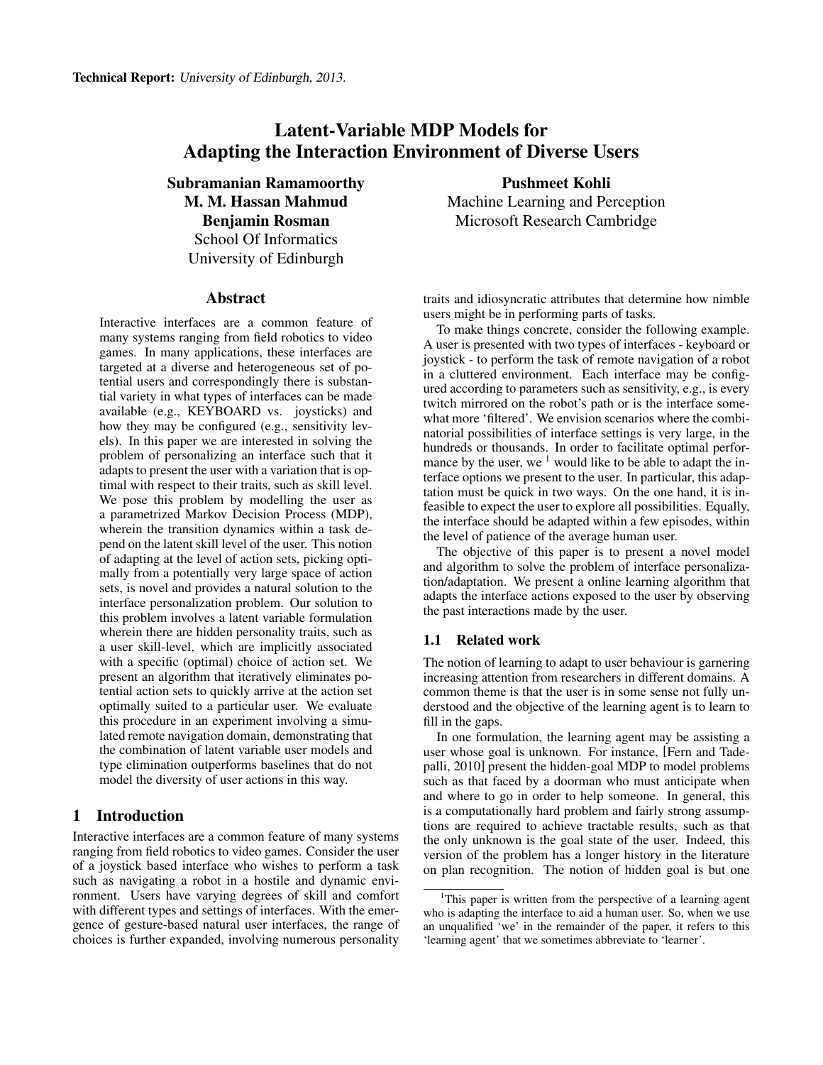**Technical Report:** *University of Edinburgh, 2013.*

# Latent-Variable MDP Models for Adapting the Interaction Environment of Diverse Users

**Subramanian Ramamoorthy**
**M. M. Hassan Mahmud**
**Benjamin Rosman**
School Of Informatics
University of Edinburgh

**Pushmeet Kohli**
Machine Learning and Perception
Microsoft Research Cambridge

## Abstract

Interactive interfaces are a common feature of many systems ranging from field robotics to video games. In many applications, these interfaces are targeted at a diverse and heterogeneous set of potential users and correspondingly there is substantial variety in what types of interfaces can be made available (e.g., KEYBOARD vs. joysticks) and how they may be configured (e.g., sensitivity levels). In this paper we are interested in solving the problem of personalizing an interface such that it adapts to present the user with a variation that is optimal with respect to their traits, such as skill level. We pose this problem by modelling the user as a parametrized Markov Decision Process (MDP), wherein the transition dynamics within a task depend on the latent skill level of the user. This notion of adapting at the level of action sets, picking optimally from a potentially very large space of action sets, is novel and provides a natural solution to the interface personalization problem. Our solution to this problem involves a latent variable formulation wherein there are hidden personality traits, such as a user skill-level, which are implicitly associated with a specific (optimal) choice of action set. We present an algorithm that iteratively eliminates potential action sets to quickly arrive at the action set optimally suited to a particular user. We evaluate this procedure in an experiment involving a simulated remote navigation domain, demonstrating that the combination of latent variable user models and type elimination outperforms baselines that do not model the diversity of user actions in this way.

## 1 Introduction

Interactive interfaces are a common feature of many systems ranging from field robotics to video games. Consider the user of a joystick based interface who wishes to perform a task such as navigating a robot in a hostile and dynamic environment. Users have varying degrees of skill and comfort with different types and settings of interfaces. With the emergence of gesture-based natural user interfaces, the range of choices is further expanded, involving numerous personality traits and idiosyncratic attributes that determine how nimble users might be in performing parts of tasks.

To make things concrete, consider the following example. A user is presented with two types of interfaces - keyboard or joystick - to perform the task of remote navigation of a robot in a cluttered environment. Each interface may be configured according to parameters such as sensitivity, e.g., is every twitch mirrored on the robot's path or is the interface somewhat more 'filtered'. We envision scenarios where the combinatorial possibilities of interface settings is very large, in the hundreds or thousands. In order to facilitate optimal performance by the user, we [1] would like to be able to adapt the interface options we present to the user. In particular, this adaptation must be quick in two ways. On the one hand, it is infeasible to expect the user to explore all possibilities. Equally, the interface should be adapted within a few episodes, within the level of patience of the average human user.

The objective of this paper is to present a novel model and algorithm to solve the problem of interface personalization/adaptation. We present a online learning algorithm that adapts the interface actions exposed to the user by observing the past interactions made by the user.

### 1.1 Related work

The notion of learning to adapt to user behaviour is garnering increasing attention from researchers in different domains. A common theme is that the user is in some sense not fully understood and the objective of the learning agent is to learn to fill in the gaps.

In one formulation, the learning agent may be assisting a user whose goal is unknown. For instance, [Fern and Tadepalli, 2010] present the hidden-goal MDP to model problems such as that faced by a doorman who must anticipate when and where to go in order to help someone. In general, this is a computationally hard problem and fairly strong assumptions are required to achieve tractable results, such as that the only unknown is the goal state of the user. Indeed, this version of the problem has a longer history in the literature on plan recognition. The notion of hidden goal is but one

[1] This paper is written from the perspective of a learning agent who is adapting the interface to aid a human user. So, when we use an unqualified 'we' in the remainder of the paper, it refers to this 'learning agent' that we sometimes abbreviate to 'learner'.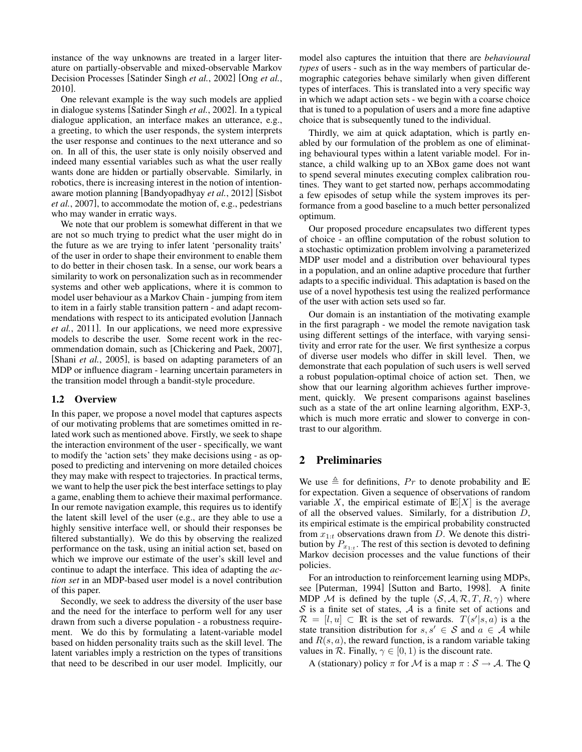instance of the way unknowns are treated in a larger literature on partially-observable and mixed-observable Markov Decision Processes [Satinder Singh *et al.*, 2002] [Ong *et al.*, 2010].

One relevant example is the way such models are applied in dialogue systems [Satinder Singh *et al.*, 2002]. In a typical dialogue application, an interface makes an utterance, e.g., a greeting, to which the user responds, the system interprets the user response and continues to the next utterance and so on. In all of this, the user state is only noisily observed and indeed many essential variables such as what the user really wants done are hidden or partially observable. Similarly, in robotics, there is increasing interest in the notion of intention-aware motion planning [Bandyopadhyay *et al.*, 2012] [Sisbot *et al.*, 2007], to accommodate the motion of, e.g., pedestrians who may wander in erratic ways.

We note that our problem is somewhat different in that we are not so much trying to predict what the user might do in the future as we are trying to infer latent 'personality traits' of the user in order to shape their environment to enable them to do better in their chosen task. In a sense, our work bears a similarity to work on personalization such as in recommender systems and other web applications, where it is common to model user behaviour as a Markov Chain - jumping from item to item in a fairly stable transition pattern - and adapt recommendations with respect to its anticipated evolution [Jannach *et al.*, 2011]. In our applications, we need more expressive models to describe the user. Some recent work in the recommendation domain, such as [Chickering and Paek, 2007], [Shani *et al.*, 2005], is based on adapting parameters of an MDP or influence diagram - learning uncertain parameters in the transition model through a bandit-style procedure.

### 1.2 Overview

In this paper, we propose a novel model that captures aspects of our motivating problems that are sometimes omitted in related work such as mentioned above. Firstly, we seek to shape the interaction environment of the user - specifically, we want to modify the 'action sets' they make decisions using - as opposed to predicting and intervening on more detailed choices they may make with respect to trajectories. In practical terms, we want to help the user pick the best interface settings to play a game, enabling them to achieve their maximal performance. In our remote navigation example, this requires us to identify the latent skill level of the user (e.g., are they able to use a highly sensitive interface well, or should their responses be filtered substantially). We do this by observing the realized performance on the task, using an initial action set, based on which we improve our estimate of the user's skill level and continue to adapt the interface. This idea of adapting the *action set* in an MDP-based user model is a novel contribution of this paper.

Secondly, we seek to address the diversity of the user base and the need for the interface to perform well for any user drawn from such a diverse population - a robustness requirement. We do this by formulating a latent-variable model based on hidden personality traits such as the skill level. The latent variables imply a restriction on the types of transitions that need to be described in our user model. Implicitly, our model also captures the intuition that there are *behavioural types* of users - such as in the way members of particular demographic categories behave similarly when given different types of interfaces. This is translated into a very specific way in which we adapt action sets - we begin with a coarse choice that is tuned to a population of users and a more fine adaptive choice that is subsequently tuned to the individual.

Thirdly, we aim at quick adaptation, which is partly enabled by our formulation of the problem as one of eliminating behavioural types within a latent variable model. For instance, a child walking up to an XBox game does not want to spend several minutes executing complex calibration routines. They want to get started now, perhaps accommodating a few episodes of setup while the system improves its performance from a good baseline to a much better personalized optimum.

Our proposed procedure encapsulates two different types of choice - an offline computation of the robust solution to a stochastic optimization problem involving a parameterized MDP user model and a distribution over behavioural types in a population, and an online adaptive procedure that further adapts to a specific individual. This adaptation is based on the use of a novel hypothesis test using the realized performance of the user with action sets used so far.

Our domain is an instantiation of the motivating example in the first paragraph - we model the remote navigation task using different settings of the interface, with varying sensitivity and error rate for the user. We first synthesize a corpus of diverse user models who differ in skill level. Then, we demonstrate that each population of such users is well served a robust population-optimal choice of action set. Then, we show that our learning algorithm achieves further improvement, quickly. We present comparisons against baselines such as a state of the art online learning algorithm, EXP-3, which is much more erratic and slower to converge in contrast to our algorithm.

## 2 Preliminaries

We use $\triangleq$ for definitions, $Pr$ to denote probability and $\mathbb{E}$ for expectation. Given a sequence of observations of random variable $X$, the empirical estimate of $\mathbb{E}[X]$ is the average of all the observed values. Similarly, for a distribution $D$, its empirical estimate is the empirical probability constructed from $x_{1:t}$ observations drawn from $D$. We denote this distribution by $P_{x_{1:t}}$. The rest of this section is devoted to defining Markov decision processes and the value functions of their policies.

For an introduction to reinforcement learning using MDPs, see [Puterman, 1994] [Sutton and Barto, 1998]. A finite MDP $\mathcal{M}$ is defined by the tuple $(\mathcal{S}, \mathcal{A}, \mathcal{R}, T, R, \gamma)$ where $\mathcal{S}$ is a finite set of states, $\mathcal{A}$ is a finite set of actions and $\mathcal{R} = [l, u] \subset \mathbb{R}$ is the set of rewards. $T(s'|s, a)$ is a the state transition distribution for $s, s' \in \mathcal{S}$ and $a \in \mathcal{A}$ while and $R(s, a)$, the reward function, is a random variable taking values in $\mathcal{R}$. Finally, $\gamma \in [0, 1)$ is the discount rate.

A (stationary) policy $\pi$ for $\mathcal{M}$ is a map $\pi : \mathcal{S} \rightarrow \mathcal{A}$. The Q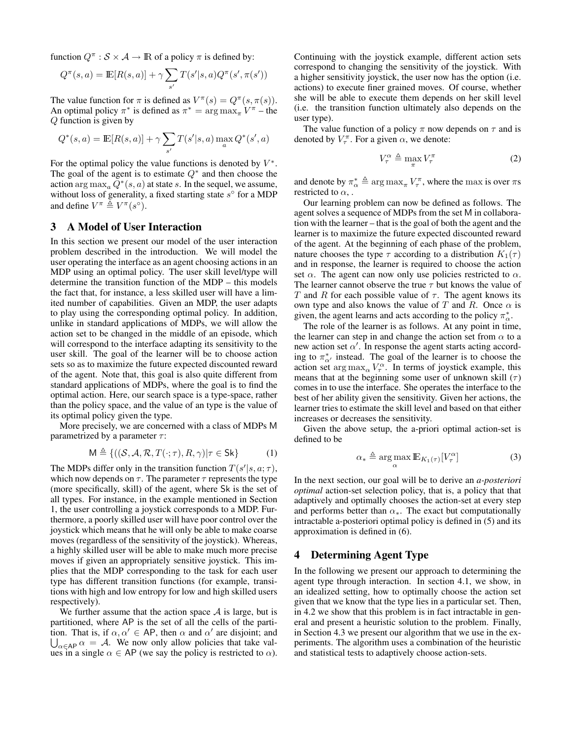function $Q^\pi : \mathcal{S} \times \mathcal{A} \rightarrow \mathbb{R}$ of a policy $\pi$ is defined by:

$$Q^\pi(s,a) = \mathbb{E}[R(s,a)] + \gamma \sum_{s'} T(s'|s,a) Q^\pi(s', \pi(s'))$$

The value function for $\pi$ is defined as $V^\pi(s) = Q^\pi(s, \pi(s))$. An optimal policy $\pi^*$ is defined as $\pi^* = \arg\max_\pi V^\pi$ – the $Q$ function is given by

$$Q^*(s,a) = \mathbb{E}[R(s,a)] + \gamma \sum_{s'} T(s'|s,a) \max_a Q^*(s', a)$$

For the optimal policy the value functions is denoted by $V^*$. The goal of the agent is to estimate $Q^*$ and then choose the action $\arg\max_a Q^*(s,a)$ at state $s$. In the sequel, we assume, without loss of generality, a fixed starting state $s^\circ$ for a MDP and define $V^\pi \triangleq V^\pi(s^\circ)$.

## 3 A Model of User Interaction

In this section we present our model of the user interaction problem described in the introduction. We will model the user operating the interface as an agent choosing actions in an MDP using an optimal policy. The user skill level/type will determine the transition function of the MDP – this models the fact that, for instance, a less skilled user will have a limited number of capabilities. Given an MDP, the user adapts to play using the corresponding optimal policy. In addition, unlike in standard applications of MDPs, we will allow the action set to be changed in the middle of an episode, which will correspond to the interface adapting its sensitivity to the user skill. The goal of the learner will be to choose action sets so as to maximize the future expected discounted reward of the agent. Note that, this goal is also quite different from standard applications of MDPs, where the goal is to find the optimal action. Here, our search space is a type-space, rather than the policy space, and the value of an type is the value of its optimal policy given the type.

More precisely, we are concerned with a class of MDPs $\mathsf{M}$ parametrized by a parameter $\tau$:

$$\mathsf{M} \triangleq \{((\mathcal{S}, \mathcal{A}, \mathcal{R}, T(\cdot;\tau), R, \gamma) | \tau \in \mathsf{Sk}\} \tag{1}$$

The MDPs differ only in the transition function $T(s'|s,a;\tau)$, which now depends on $\tau$. The parameter $\tau$ represents the type (more specifically, skill) of the agent, where $\mathsf{Sk}$ is the set of all types. For instance, in the example mentioned in Section 1, the user controlling a joystick corresponds to a MDP. Furthermore, a poorly skilled user will have poor control over the joystick which means that he will only be able to make coarse moves (regardless of the sensitivity of the joystick). Whereas, a highly skilled user will be able to make much more precise moves if given an appropriately sensitive joystick. This implies that the MDP corresponding to the task for each user type has different transition functions (for example, transitions with high and low entropy for low and high skilled users respectively).

We further assume that the action space $\mathcal{A}$ is large, but is partitioned, where $\mathsf{AP}$ is the set of all the cells of the partition. That is, if $\alpha, \alpha' \in \mathsf{AP}$, then $\alpha$ and $\alpha'$ are disjoint; and $\bigcup_{\alpha \in \mathsf{AP}} \alpha = \mathcal{A}$. We now only allow policies that take values in a single $\alpha \in \mathsf{AP}$ (we say the policy is restricted to $\alpha$). Continuing with the joystick example, different action sets correspond to changing the sensitivity of the joystick. With a higher sensitivity joystick, the user now has the option (i.e. actions) to execute finer grained moves. Of course, whether she will be able to execute them depends on her skill level (i.e. the transition function ultimately also depends on the user type).

The value function of a policy $\pi$ now depends on $\tau$ and is denoted by $V^\pi_\tau$. For a given $\alpha$, we denote:

$$V^\alpha_\tau \triangleq \max_\pi V^\pi_\tau \tag{2}$$

and denote by $\pi^*_\alpha \triangleq \arg\max_\pi V^\pi_\tau$, where the $\max$ is over $\pi$s restricted to $\alpha$, .

Our learning problem can now be defined as follows. The agent solves a sequence of MDPs from the set $\mathsf{M}$ in collaboration with the learner – that is the goal of both the agent and the learner is to maximize the future expected discounted reward of the agent. At the beginning of each phase of the problem, nature chooses the type $\tau$ according to a distribution $K_1(\tau)$ and in response, the learner is required to choose the action set $\alpha$. The agent can now only use policies restricted to $\alpha$. The learner cannot observe the true $\tau$ but knows the value of $T$ and $R$ for each possible value of $\tau$. The agent knows its own type and also knows the value of $T$ and $R$. Once $\alpha$ is given, the agent learns and acts according to the policy $\pi^*_\alpha$.

The role of the learner is as follows. At any point in time, the learner can step in and change the action set from $\alpha$ to a new action set $\alpha'$. In response the agent starts acting according to $\pi^*_{\alpha'}$ instead. The goal of the learner is to choose the action set $\arg\max_\alpha V^\alpha_\tau$. In terms of joystick example, this means that at the beginning some user of unknown skill ($\tau$) comes in to use the interface. She operates the interface to the best of her ability given the sensitivity. Given her actions, the learner tries to estimate the skill level and based on that either increases or decreases the sensitivity.

Given the above setup, the a-priori optimal action-set is defined to be

$$\alpha_* \triangleq \arg\max_\alpha \mathbb{E}_{K_1(\tau)}[V^\alpha_\tau] \tag{3}$$

In the next section, our goal will be to derive an *a-posteriori optimal* action-set selection policy, that is, a policy that that adaptively and optimally chooses the action-set at every step and performs better than $\alpha_*$. The exact but computationally intractable a-posteriori optimal policy is defined in (5) and its approximation is defined in (6).

## 4 Determining Agent Type

In the following we present our approach to determining the agent type through interaction. In section 4.1, we show, in an idealized setting, how to optimally choose the action set given that we know that the type lies in a particular set. Then, in 4.2 we show that this problem is in fact intractable in general and present a heuristic solution to the problem. Finally, in Section 4.3 we present our algorithm that we use in the experiments. The algorithm uses a combination of the heuristic and statistical tests to adaptively choose action-sets.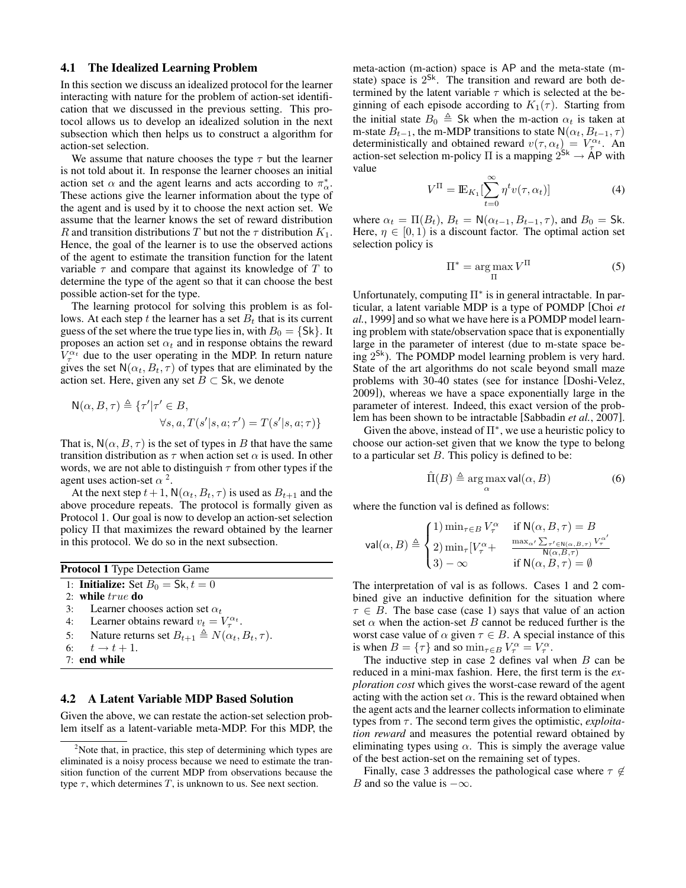### 4.1 The Idealized Learning Problem

In this section we discuss an idealized protocol for the learner interacting with nature for the problem of action-set identification that we discussed in the previous setting. This protocol allows us to develop an idealized solution in the next subsection which then helps us to construct a algorithm for action-set selection.

We assume that nature chooses the type $\tau$ but the learner is not told about it. In response the learner chooses an initial action set $\alpha$ and the agent learns and acts according to $\pi^*_\alpha$. These actions give the learner information about the type of the agent and is used by it to choose the next action set. We assume that the learner knows the set of reward distribution $R$ and transition distributions $T$ but not the $\tau$ distribution $K_1$. Hence, the goal of the learner is to use the observed actions of the agent to estimate the transition function for the latent variable $\tau$ and compare that against its knowledge of $T$ to determine the type of the agent so that it can choose the best possible action-set for the type.

The learning protocol for solving this problem is as follows. At each step $t$ the learner has a set $B_t$ that is its current guess of the set where the true type lies in, with $B_0 = \{\mathsf{Sk}\}$. It proposes an action set $\alpha_t$ and in response obtains the reward $V^{\alpha_t}_\tau$ due to the user operating in the MDP. In return nature gives the set $\mathsf{N}(\alpha_t, B_t, \tau)$ of types that are eliminated by the action set. Here, given any set $B \subset \mathsf{Sk}$, we denote

$$\mathsf{N}(\alpha, B, \tau) \triangleq \{\tau' | \tau' \in B, \\ \forall s, a, T(s'|s, a; \tau') = T(s'|s, a; \tau)\}$$

That is, $\mathsf{N}(\alpha, B, \tau)$ is the set of types in $B$ that have the same transition distribution as $\tau$ when action set $\alpha$ is used. In other words, we are not able to distinguish $\tau$ from other types if the agent uses action-set $\alpha$ [2].

At the next step $t + 1$, $\mathsf{N}(\alpha_t, B_t, \tau)$ is used as $B_{t+1}$ and the above procedure repeats. The protocol is formally given as Protocol 1. Our goal is now to develop an action-set selection policy $\Pi$ that maximizes the reward obtained by the learner in this protocol. We do so in the next subsection.

**Protocol 1** Type Detection Game

```
1: Initialize: Set B_0 = Sk, t = 0
2: while true do
3:     Learner chooses action set α_t
4:     Learner obtains reward v_t = V_τ^{α_t}.
5:     Nature returns set B_{t+1} ≜ N(α_t, B_t, τ).
6:     t → t + 1.
7: end while
```

### 4.2 A Latent Variable MDP Based Solution

Given the above, we can restate the action-set selection problem itself as a latent-variable meta-MDP. For this MDP, the meta-action (m-action) space is $\mathsf{AP}$ and the meta-state (m-state) space is $2^{\mathsf{Sk}}$. The transition and reward are both determined by the latent variable $\tau$ which is selected at the beginning of each episode according to $K_1(\tau)$. Starting from the initial state $B_0 \triangleq \mathsf{Sk}$ when the m-action $\alpha_t$ is taken at m-state $B_{t-1}$, the m-MDP transitions to state $\mathsf{N}(\alpha_t, B_{t-1}, \tau)$ deterministically and obtained reward $v(\tau, \alpha_t) = V^{\alpha_t}_\tau$. An action-set selection m-policy $\Pi$ is a mapping $2^{\mathsf{Sk}} \to \mathsf{AP}$ with value

$$V^\Pi = \mathbb{E}_{K_1}[\sum_{t=0}^{\infty} \eta^t v(\tau, \alpha_t)] \tag{4}$$

where $\alpha_t = \Pi(B_t)$, $B_t = \mathsf{N}(\alpha_{t-1}, B_{t-1}, \tau)$, and $B_0 = \mathsf{Sk}$. Here, $\eta \in [0, 1)$ is a discount factor. The optimal action set selection policy is

$$\Pi^* = \arg\max_{\Pi} V^\Pi \tag{5}$$

Unfortunately, computing $\Pi^*$ is in general intractable. In particular, a latent variable MDP is a type of POMDP [Choi *et al.*, 1999] and so what we have here is a POMDP model learning problem with state/observation space that is exponentially large in the parameter of interest (due to m-state space being $2^{\mathsf{Sk}}$). The POMDP model learning problem is very hard. State of the art algorithms do not scale beyond small maze problems with 30-40 states (see for instance [Doshi-Velez, 2009]), whereas we have a space exponentially large in the parameter of interest. Indeed, this exact version of the problem has been shown to be intractable [Sabbadin *et al.*, 2007].

Given the above, instead of $\Pi^*$, we use a heuristic policy to choose our action-set given that we know the type to belong to a particular set $B$. This policy is defined to be:

$$\hat{\Pi}(B) \triangleq \arg\max_{\alpha} \mathsf{val}(\alpha, B) \tag{6}$$

where the function val is defined as follows:

$$\mathsf{val}(\alpha, B) \triangleq \begin{cases} 1) \min_{\tau \in B} V^\alpha_\tau & \text{if } \mathsf{N}(\alpha, B, \tau) = B \\ 2) \min_\tau [V^\alpha_\tau + & \frac{\max_{\alpha'} \sum_{\tau' \in \mathsf{N}(\alpha, B, \tau)} V^{\alpha'}_{\tau'}}{\mathsf{N}(\alpha, B, \tau)} \\ 3) -\infty & \text{if } \mathsf{N}(\alpha, B, \tau) = \emptyset \end{cases}$$

The interpretation of val is as follows. Cases 1 and 2 combined give an inductive definition for the situation where $\tau \in B$. The base case (case 1) says that value of an action set $\alpha$ when the action-set $B$ cannot be reduced further is the worst case value of $\alpha$ given $\tau \in B$. A special instance of this is when $B = \{\tau\}$ and so $\min_{\tau \in B} V^\alpha_\tau = V^\alpha_\tau$.

The inductive step in case 2 defines val when $B$ can be reduced in a mini-max fashion. Here, the first term is the *exploration cost* which gives the worst-case reward of the agent acting with the action set $\alpha$. This is the reward obtained when the agent acts and the learner collects information to eliminate types from $\tau$. The second term gives the optimistic, *exploitation reward* and measures the potential reward obtained by eliminating types using $\alpha$. This is simply the average value of the best action-set on the remaining set of types.

Finally, case 3 addresses the pathological case where $\tau \notin B$ and so the value is $-\infty$.

[2] Note that, in practice, this step of determining which types are eliminated is a noisy process because we need to estimate the transition function of the current MDP from observations because the type $\tau$, which determines $T$, is unknown to us. See next section.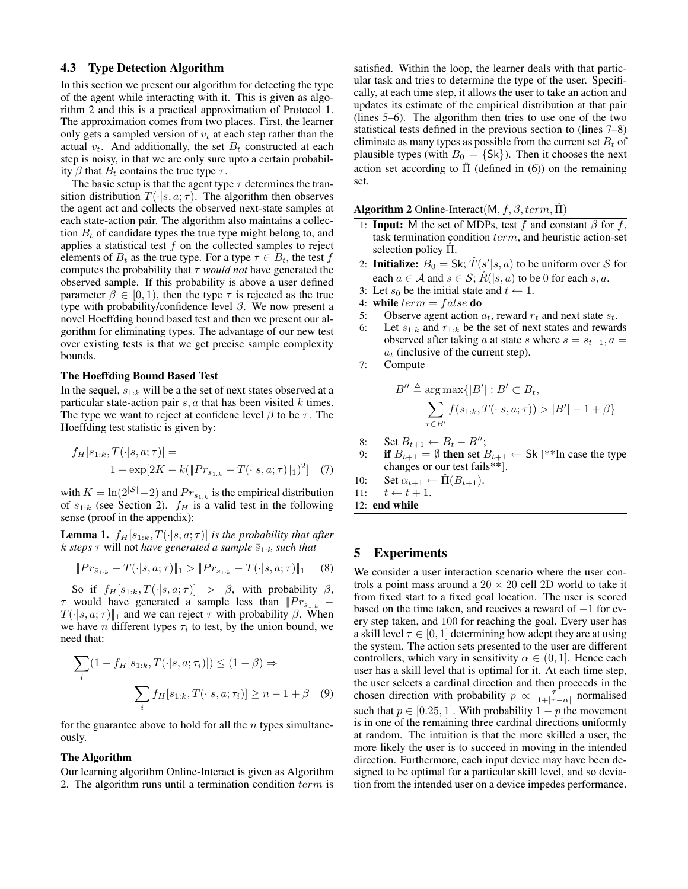### 4.3 Type Detection Algorithm

In this section we present our algorithm for detecting the type of the agent while interacting with it. This is given as algorithm 2 and this is a practical approximation of Protocol 1. The approximation comes from two places. First, the learner only gets a sampled version of $v_t$ at each step rather than the actual $v_t$. And additionally, the set $B_t$ constructed at each step is noisy, in that we are only sure upto a certain probability $\beta$ that $B_t$ contains the true type $\tau$.

The basic setup is that the agent type $\tau$ determines the transition distribution $T(\cdot|s, a; \tau)$. The algorithm then observes the agent act and collects the observed next-state samples at each state-action pair. The algorithm also maintains a collection $B_t$ of candidate types the true type might belong to, and applies a statistical test $f$ on the collected samples to reject elements of $B_t$ as the true type. For a type $\tau \in B_t$, the test $f$ computes the probability that $\tau$ *would not* have generated the observed sample. If this probability is above a user defined parameter $\beta \in [0, 1)$, then the type $\tau$ is rejected as the true type with probability/confidence level $\beta$. We now present a novel Hoeffding bound based test and then we present our algorithm for eliminating types. The advantage of our new test over existing tests is that we get precise sample complexity bounds.

#### The Hoeffding Bound Based Test

In the sequel, $s_{1:k}$ will be a the set of next states observed at a particular state-action pair $s, a$ that has been visited $k$ times. The type we want to reject at confidene level $\beta$ to be $\tau$. The Hoeffding test statistic is given by:

$$f_H[s_{1:k}, T(\cdot|s, a; \tau)] = 1 - \exp[2K - k(\|Pr_{s_{1:k}} - T(\cdot|s, a; \tau)\|_1)^2] \quad (7)$$

with $K = \ln(2^{|\mathcal{S}|} - 2)$ and $Pr_{s_{1:k}}$ is the empirical distribution of $s_{1:k}$ (see Section 2). $f_H$ is a valid test in the following sense (proof in the appendix):

**Lemma 1.** *$f_H[s_{1:k}, T(\cdot|s, a; \tau)]$ is the probability that after $k$ steps $\tau$ will not have generated a sample $\bar{s}_{1:k}$ such that*

$$\|Pr_{\bar{s}_{1:k}} - T(\cdot|s, a; \tau)\|_1 > \|Pr_{s_{1:k}} - T(\cdot|s, a; \tau)\|_1 \quad (8)$$

So if $f_H[s_{1:k}, T(\cdot|s, a; \tau)] > \beta$, with probability $\beta$, $\tau$ would have generated a sample less than $\|Pr_{s_{1:k}} - T(\cdot|s, a; \tau)\|_1$ and we can reject $\tau$ with probability $\beta$. When we have $n$ different types $\tau_i$ to test, by the union bound, we need that:

$$\sum_i (1 - f_H[s_{1:k}, T(\cdot|s, a; \tau_i)]) \leq (1 - \beta) \Rightarrow$$
$$\sum_i f_H[s_{1:k}, T(\cdot|s, a; \tau_i)] \geq n - 1 + \beta \quad (9)$$

for the guarantee above to hold for all the $n$ types simultaneously.

#### The Algorithm

Our learning algorithm Online-Interact is given as Algorithm 2. The algorithm runs until a termination condition $term$ is satisfied. Within the loop, the learner deals with that particular task and tries to determine the type of the user. Specifically, at each time step, it allows the user to take an action and updates its estimate of the empirical distribution at that pair (lines 5–6). The algorithm then tries to use one of the two statistical tests defined in the previous section to (lines 7–8) eliminate as many types as possible from the current set $B_t$ of plausible types (with $B_0 = \{\mathsf{Sk}\}$). Then it chooses the next action set according to $\hat{\Pi}$ (defined in (6)) on the remaining set.

**Algorithm 2** Online-Interact($\mathsf{M}, f, \beta, term, \hat{\Pi}$)

1: **Input:** $\mathsf{M}$ the set of MDPs, test $f$ and constant $\beta$ for $f$, task termination condition $term$, and heuristic action-set selection policy $\hat{\Pi}$.
2: **Initialize:** $B_0 = \mathsf{Sk}$; $\hat{T}(s'|s, a)$ to be uniform over $\mathcal{S}$ for each $a \in \mathcal{A}$ and $s \in \mathcal{S}$; $\hat{R}(|s, a)$ to be 0 for each $s, a$.
3: Let $s_0$ be the initial state and $t \leftarrow 1$.
4: **while** $term = false$ **do**
5: Observe agent action $a_t$, reward $r_t$ and next state $s_t$.
6: Let $s_{1:k}$ and $r_{1:k}$ be the set of next states and rewards observed after taking $a$ at state $s$ where $s = s_{t-1}, a = a_t$ (inclusive of the current step).
7: Compute

$$B'' \triangleq \arg\max\{|B'| : B' \subset B_t, \sum_{\tau \in B'} f(s_{1:k}, T(\cdot|s, a; \tau)) > |B'| - 1 + \beta\}$$

8: Set $B_{t+1} \leftarrow B_t - B''$;
9: **if** $B_{t+1} = \emptyset$ **then** set $B_{t+1} \leftarrow \mathsf{Sk}$ [**In case the type changes or our test fails**].
10: Set $\alpha_{t+1} \leftarrow \hat{\Pi}(B_{t+1})$.
11: $t \leftarrow t + 1$.
12: **end while**

## 5 Experiments

We consider a user interaction scenario where the user controls a point mass around a $20 \times 20$ cell 2D world to take it from fixed start to a fixed goal location. The user is scored based on the time taken, and receives a reward of $-1$ for every step taken, and 100 for reaching the goal. Every user has a skill level $\tau \in [0, 1]$ determining how adept they are at using the system. The action sets presented to the user are different controllers, which vary in sensitivity $\alpha \in (0, 1]$. Hence each user has a skill level that is optimal for it. At each time step, the user selects a cardinal direction and then proceeds in the chosen direction with probability $p \propto \frac{\tau}{1+|\tau-\alpha|}$ normalised such that $p \in [0.25, 1]$. With probability $1 - p$ the movement is in one of the remaining three cardinal directions uniformly at random. The intuition is that the more skilled a user, the more likely the user is to succeed in moving in the intended direction. Furthermore, each input device may have been designed to be optimal for a particular skill level, and so deviation from the intended user on a device impedes performance.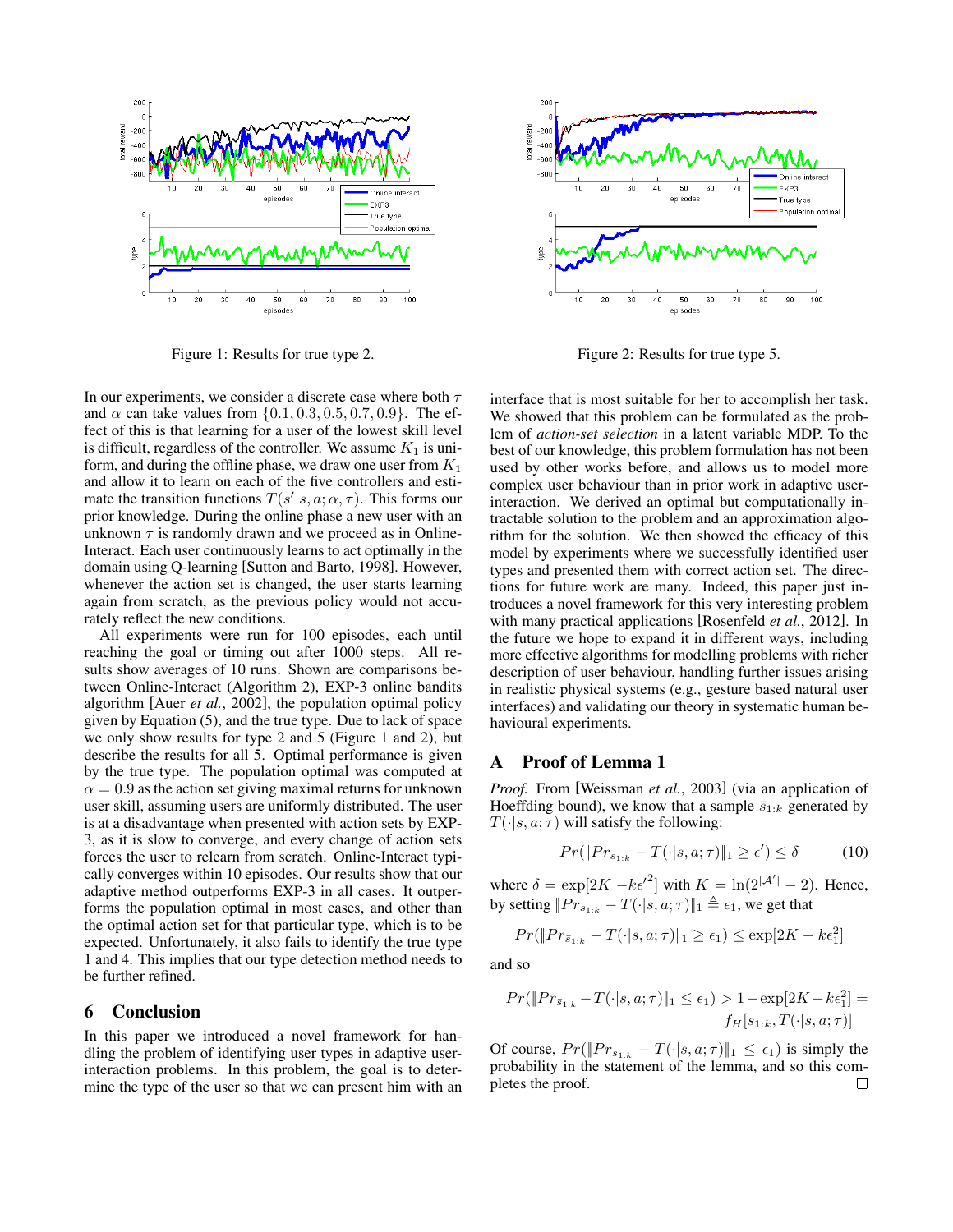Figure 1: Results for true type 2.

Figure 2: Results for true type 5.

In our experiments, we consider a discrete case where both $\tau$ and $\alpha$ can take values from $\{0.1, 0.3, 0.5, 0.7, 0.9\}$. The effect of this is that learning for a user of the lowest skill level is difficult, regardless of the controller. We assume $K_1$ is uniform, and during the offline phase, we draw one user from $K_1$ and allow it to learn on each of the five controllers and estimate the transition functions $T(s'|s, a; \alpha, \tau)$. This forms our prior knowledge. During the online phase a new user with an unknown $\tau$ is randomly drawn and we proceed as in Online-Interact. Each user continuously learns to act optimally in the domain using Q-learning [Sutton and Barto, 1998]. However, whenever the action set is changed, the user starts learning again from scratch, as the previous policy would not accurately reflect the new conditions.

All experiments were run for 100 episodes, each until reaching the goal or timing out after 1000 steps. All results show averages of 10 runs. Shown are comparisons between Online-Interact (Algorithm 2), EXP-3 online bandits algorithm [Auer *et al.*, 2002], the population optimal policy given by Equation (5), and the true type. Due to lack of space we only show results for type 2 and 5 (Figure 1 and 2), but describe the results for all 5. Optimal performance is given by the true type. The population optimal was computed at $\alpha = 0.9$ as the action set giving maximal returns for unknown user skill, assuming users are uniformly distributed. The user is at a disadvantage when presented with action sets by EXP-3, as it is slow to converge, and every change of action sets forces the user to relearn from scratch. Online-Interact typically converges within 10 episodes. Our results show that our adaptive method outperforms EXP-3 in all cases. It outperforms the population optimal in most cases, and other than the optimal action set for that particular type, which is to be expected. Unfortunately, it also fails to identify the true type 1 and 4. This implies that our type detection method needs to be further refined.

## 6 Conclusion

In this paper we introduced a novel framework for handling the problem of identifying user types in adaptive user-interaction problems. In this problem, the goal is to determine the type of the user so that we can present him with an interface that is most suitable for her to accomplish her task. We showed that this problem can be formulated as the problem of *action-set selection* in a latent variable MDP. To the best of our knowledge, this problem formulation has not been used by other works before, and allows us to model more complex user behaviour than in prior work in adaptive user-interaction. We derived an optimal but computationally intractable solution to the problem and an approximation algorithm for the solution. We then showed the efficacy of this model by experiments where we successfully identified user types and presented them with correct action set. The directions for future work are many. Indeed, this paper just introduces a novel framework for this very interesting problem with many practical applications [Rosenfeld *et al.*, 2012]. In the future we hope to expand it in different ways, including more effective algorithms for modelling problems with richer description of user behaviour, handling further issues arising in realistic physical systems (e.g., gesture based natural user interfaces) and validating our theory in systematic human behavioural experiments.

## A Proof of Lemma 1

*Proof.* From [Weissman *et al.*, 2003] (via an application of Hoeffding bound), we know that a sample $\bar{s}_{1:k}$ generated by $T(\cdot|s, a; \tau)$ will satisfy the following:

$$Pr(\|Pr_{\bar{s}_{1:k}} - T(\cdot|s, a; \tau)\|_1 \geq \epsilon') \leq \delta \tag{10}$$

where $\delta = \exp[2K - k\epsilon'^2]$ with $K = \ln(2^{|\mathcal{A}'|} - 2)$. Hence, by setting $\|Pr_{s_{1:k}} - T(\cdot|s, a; \tau)\|_1 \triangleq \epsilon_1$, we get that

$$Pr(\|Pr_{\bar{s}_{1:k}} - T(\cdot|s, a; \tau)\|_1 \geq \epsilon_1) \leq \exp[2K - k\epsilon_1^2]$$

and so

$$Pr(\|Pr_{\bar{s}_{1:k}} - T(\cdot|s, a; \tau)\|_1 \leq \epsilon_1) > 1 - \exp[2K - k\epsilon_1^2] = f_H[s_{1:k}, T(\cdot|s, a; \tau)]$$

Of course, $Pr(\|Pr_{\bar{s}_{1:k}} - T(\cdot|s, a; \tau)\|_1 \leq \epsilon_1)$ is simply the probability in the statement of the lemma, and so this completes the proof. $\square$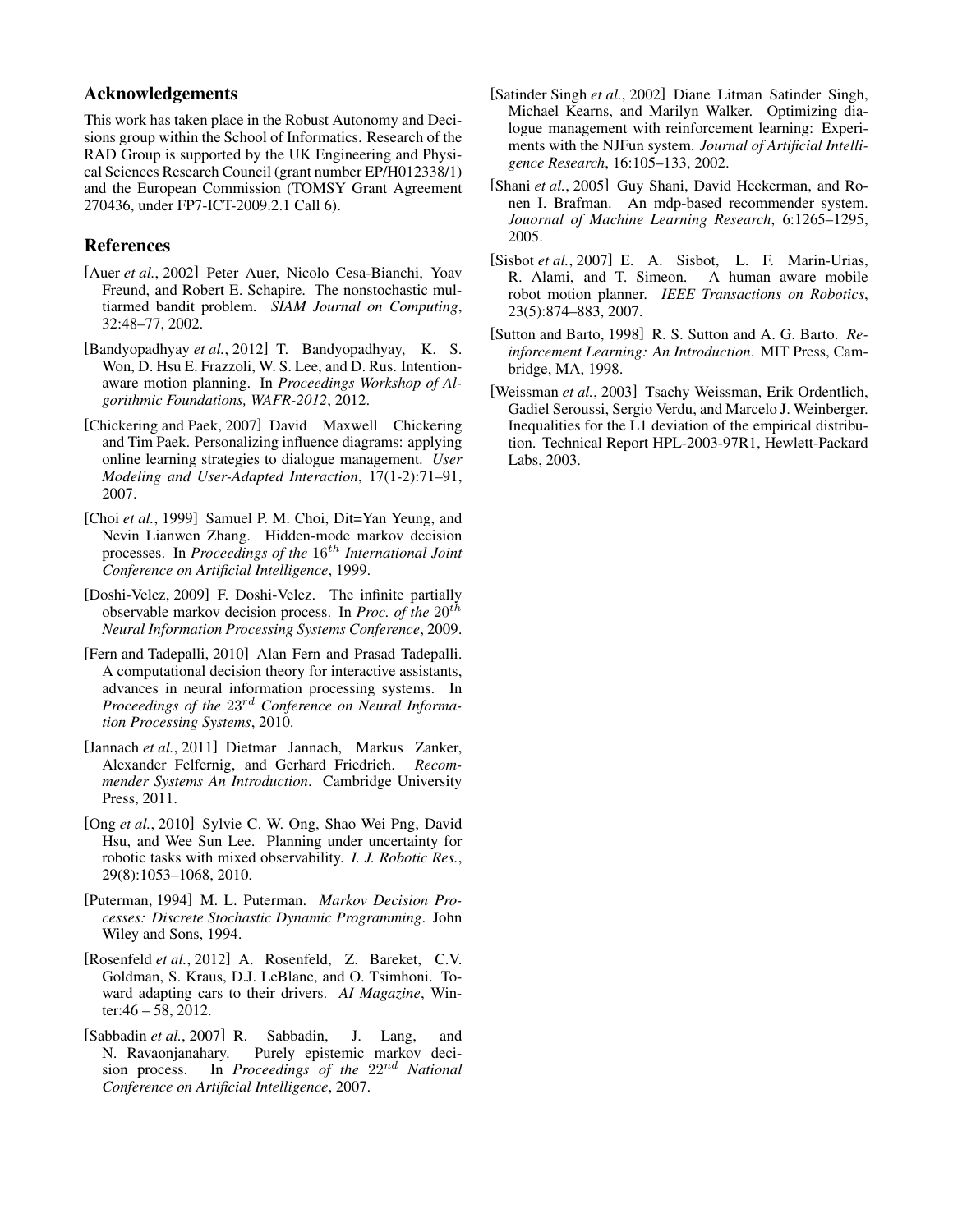## Acknowledgements

This work has taken place in the Robust Autonomy and Decisions group within the School of Informatics. Research of the RAD Group is supported by the UK Engineering and Physical Sciences Research Council (grant number EP/H012338/1) and the European Commission (TOMSY Grant Agreement 270436, under FP7-ICT-2009.2.1 Call 6).

## References

[Auer *et al.*, 2002] Peter Auer, Nicolo Cesa-Bianchi, Yoav Freund, and Robert E. Schapire. The nonstochastic multiarmed bandit problem. *SIAM Journal on Computing*, 32:48–77, 2002.

[Bandyopadhyay *et al.*, 2012] T. Bandyopadhyay, K. S. Won, D. Hsu E. Frazzoli, W. S. Lee, and D. Rus. Intention-aware motion planning. In *Proceedings Workshop of Algorithmic Foundations, WAFR-2012*, 2012.

[Chickering and Paek, 2007] David Maxwell Chickering and Tim Paek. Personalizing influence diagrams: applying online learning strategies to dialogue management. *User Modeling and User-Adapted Interaction*, 17(1-2):71–91, 2007.

[Choi *et al.*, 1999] Samuel P. M. Choi, Dit=Yan Yeung, and Nevin Lianwen Zhang. Hidden-mode markov decision processes. In *Proceedings of the* $16^{th}$ *International Joint Conference on Artificial Intelligence*, 1999.

[Doshi-Velez, 2009] F. Doshi-Velez. The infinite partially observable markov decision process. In *Proc. of the* $20^{th}$ *Neural Information Processing Systems Conference*, 2009.

[Fern and Tadepalli, 2010] Alan Fern and Prasad Tadepalli. A computational decision theory for interactive assistants, advances in neural information processing systems. In *Proceedings of the* $23^{rd}$ *Conference on Neural Information Processing Systems*, 2010.

[Jannach *et al.*, 2011] Dietmar Jannach, Markus Zanker, Alexander Felfernig, and Gerhard Friedrich. *Recommender Systems An Introduction*. Cambridge University Press, 2011.

[Ong *et al.*, 2010] Sylvie C. W. Ong, Shao Wei Png, David Hsu, and Wee Sun Lee. Planning under uncertainty for robotic tasks with mixed observability. *I. J. Robotic Res.*, 29(8):1053–1068, 2010.

[Puterman, 1994] M. L. Puterman. *Markov Decision Processes: Discrete Stochastic Dynamic Programming*. John Wiley and Sons, 1994.

[Rosenfeld *et al.*, 2012] A. Rosenfeld, Z. Bareket, C.V. Goldman, S. Kraus, D.J. LeBlanc, and O. Tsimhoni. Toward adapting cars to their drivers. *AI Magazine*, Winter:46 – 58, 2012.

[Sabbadin *et al.*, 2007] R. Sabbadin, J. Lang, and N. Ravaonjanahary. Purely epistemic markov decision process. In *Proceedings of the* $22^{nd}$ *National Conference on Artificial Intelligence*, 2007.

[Satinder Singh *et al.*, 2002] Diane Litman Satinder Singh, Michael Kearns, and Marilyn Walker. Optimizing dialogue management with reinforcement learning: Experiments with the NJFun system. *Journal of Artificial Intelligence Research*, 16:105–133, 2002.

[Shani *et al.*, 2005] Guy Shani, David Heckerman, and Ronen I. Brafman. An mdp-based recommender system. *Jouornal of Machine Learning Research*, 6:1265–1295, 2005.

[Sisbot *et al.*, 2007] E. A. Sisbot, L. F. Marin-Urias, R. Alami, and T. Simeon. A human aware mobile robot motion planner. *IEEE Transactions on Robotics*, 23(5):874–883, 2007.

[Sutton and Barto, 1998] R. S. Sutton and A. G. Barto. *Reinforcement Learning: An Introduction*. MIT Press, Cambridge, MA, 1998.

[Weissman *et al.*, 2003] Tsachy Weissman, Erik Ordentlich, Gadiel Seroussi, Sergio Verdu, and Marcelo J. Weinberger. Inequalities for the L1 deviation of the empirical distribution. Technical Report HPL-2003-97R1, Hewlett-Packard Labs, 2003.